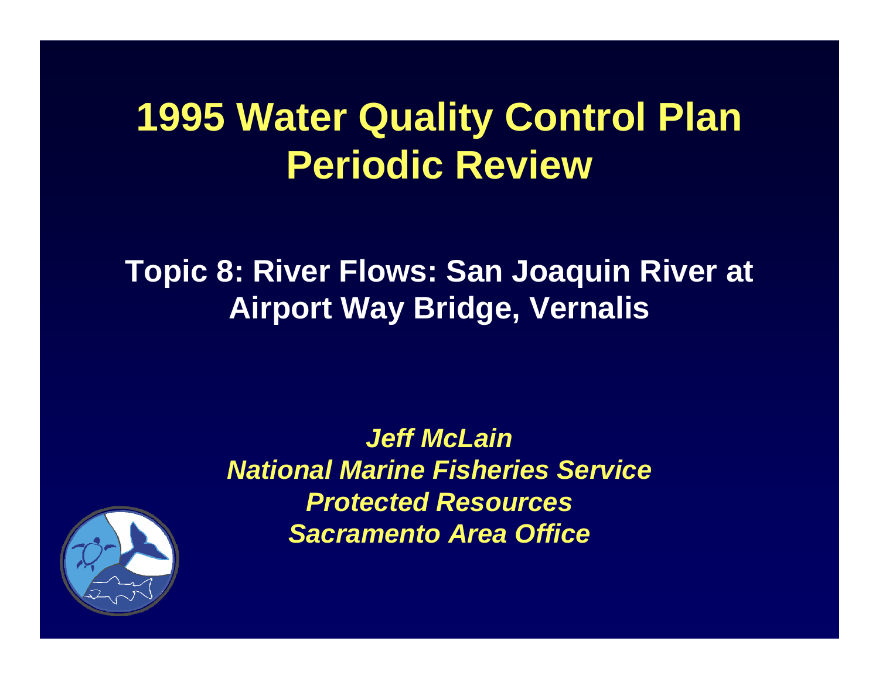# 1995 Water Quality Control Plan Periodic Review

## Topic 8: River Flows: San Joaquin River at Airport Way Bridge, Vernalis

*Jeff McLain*
*National Marine Fisheries Service*
*Protected Resources*
*Sacramento Area Office*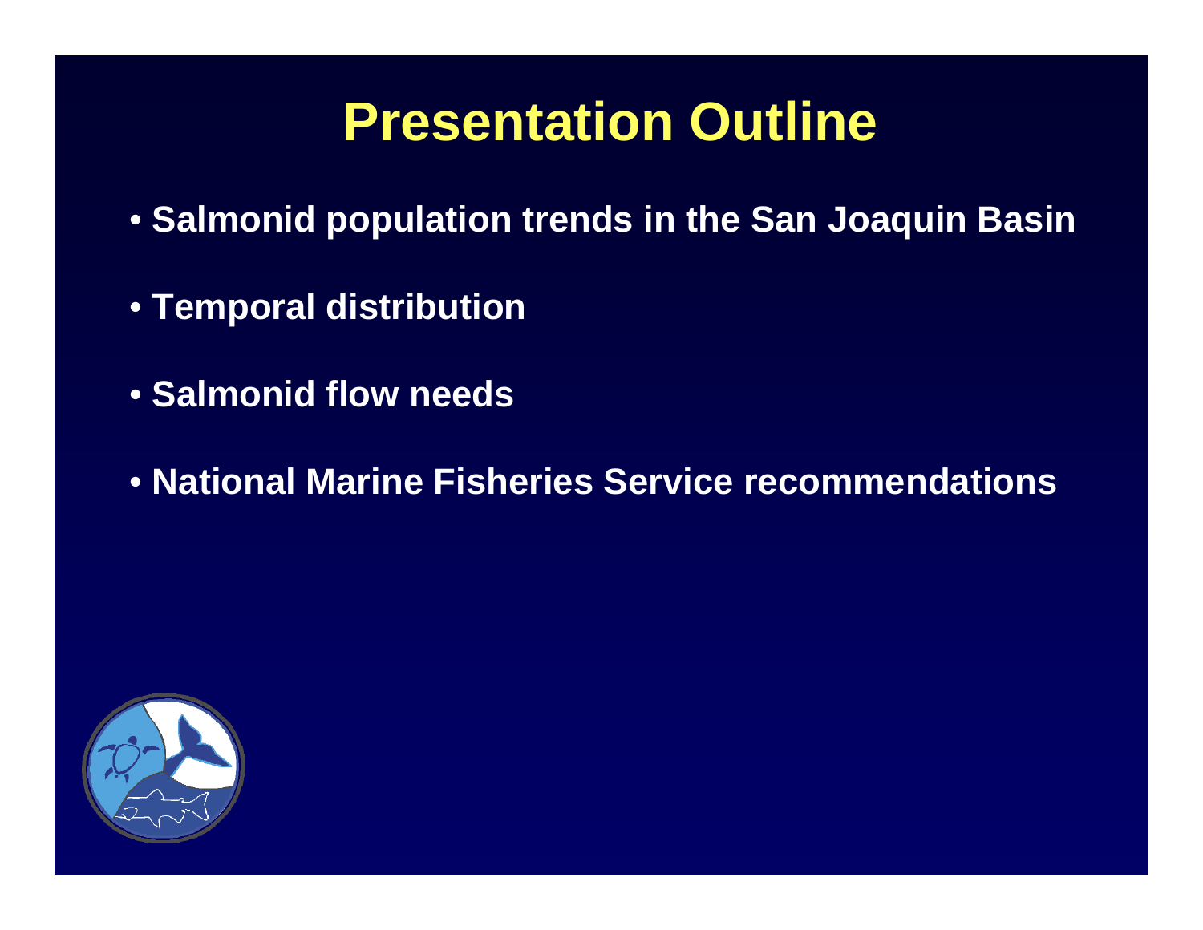# Presentation Outline

- Salmonid population trends in the San Joaquin Basin
- Temporal distribution
- Salmonid flow needs
- National Marine Fisheries Service recommendations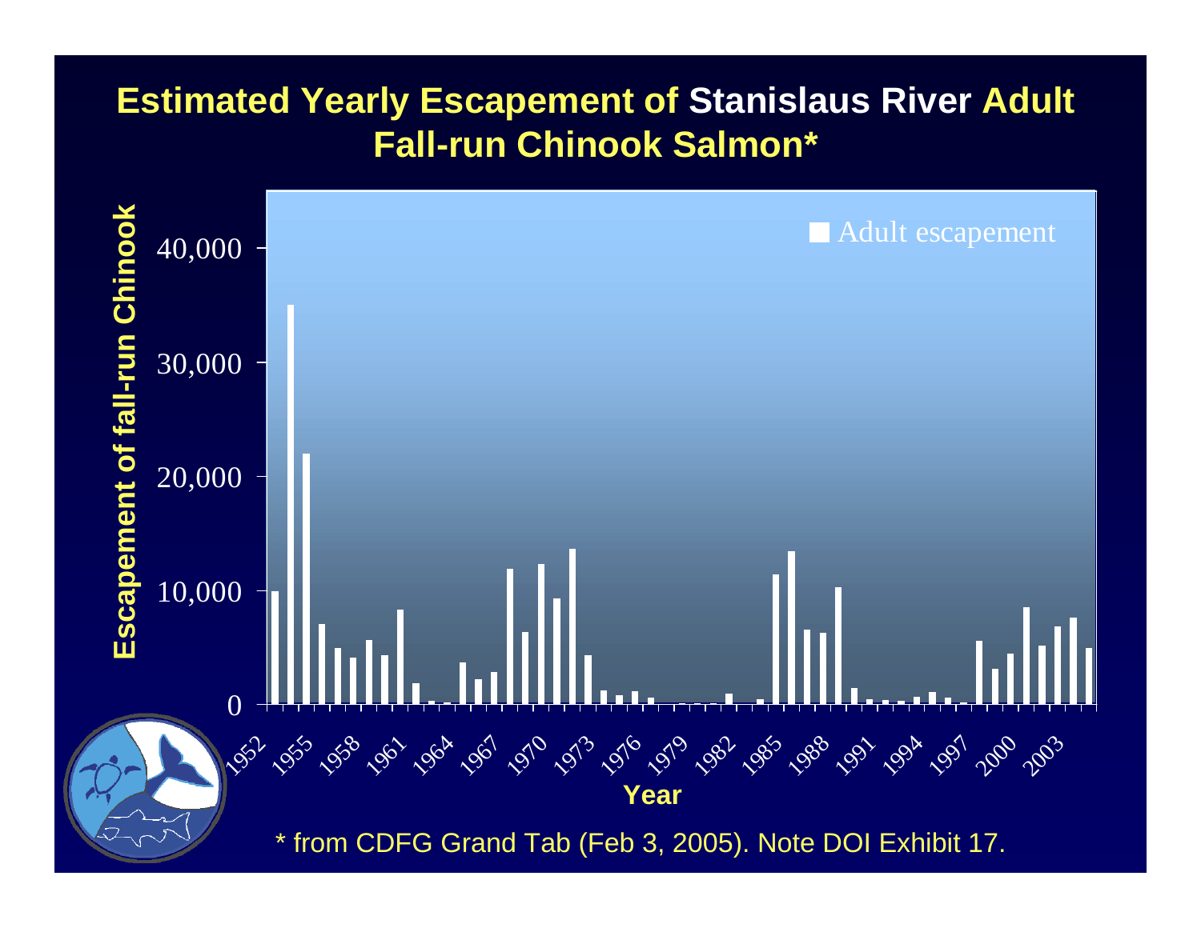# Estimated Yearly Escapement of Stanislaus River Adult Fall-run Chinook Salmon*

Escapement of fall-run Chinook

40,000
30,000
20,000
10,000
0

Adult escapement

1952 1955 1958 1961 1964 1967 1970 1973 1976 1979 1982 1985 1988 1991 1994 1997 2000 2003

Year

* from CDFG Grand Tab (Feb 3, 2005). Note DOI Exhibit 17.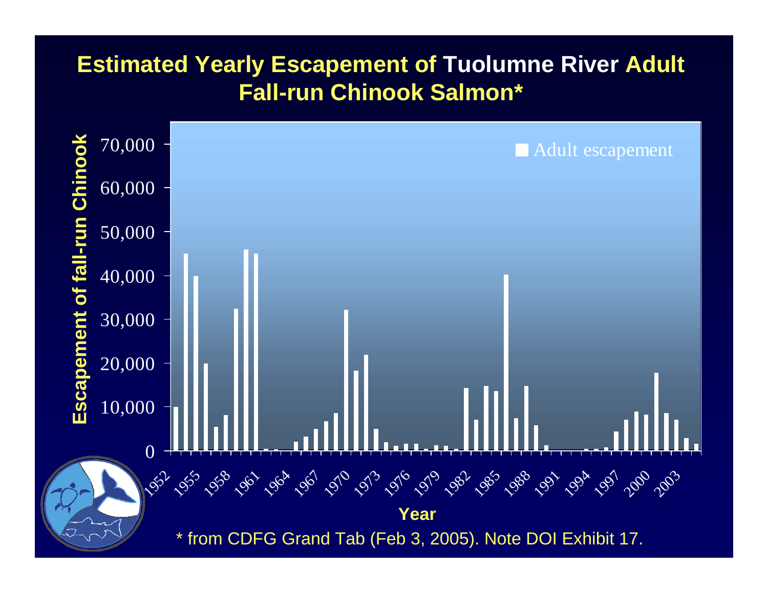# Estimated Yearly Escapement of Tuolumne River Adult Fall-run Chinook Salmon*

Escapement of fall-run Chinook

70,000
60,000
50,000
40,000
30,000
20,000
10,000
0

Adult escapement

1952 1955 1958 1961 1964 1967 1970 1973 1976 1979 1982 1985 1988 1991 1994 1997 2000 2003

Year

\* from CDFG Grand Tab (Feb 3, 2005). Note DOI Exhibit 17.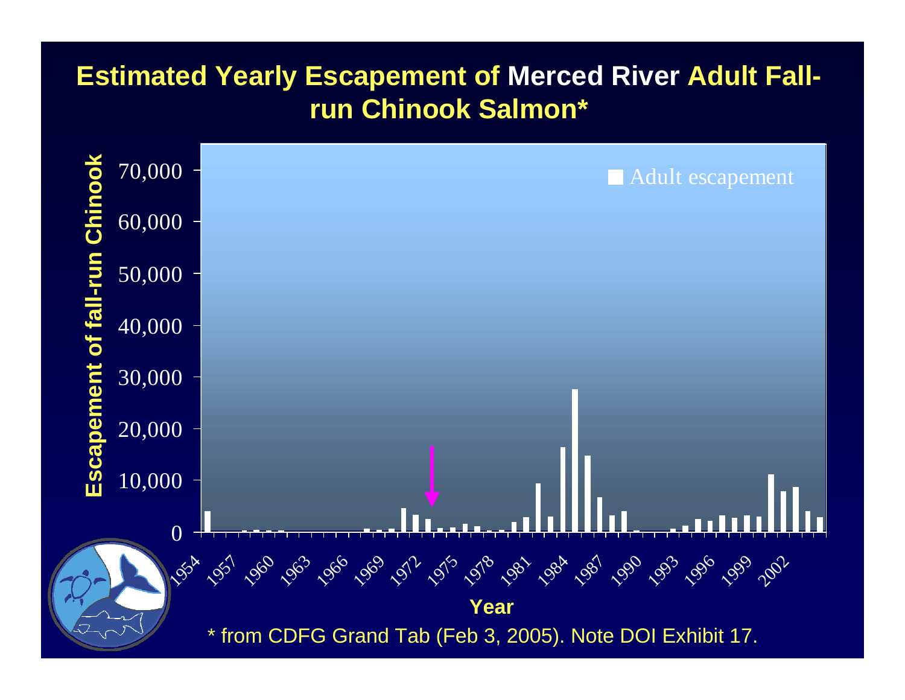# Estimated Yearly Escapement of Merced River Adult Fall-run Chinook Salmon*

Escapement of fall-run Chinook

70,000
60,000
50,000
40,000
30,000
20,000
10,000
0

Adult escapement

1954 1957 1960 1963 1966 1969 1972 1975 1978 1981 1984 1987 1990 1993 1996 1999 2002

Year

* from CDFG Grand Tab (Feb 3, 2005). Note DOI Exhibit 17.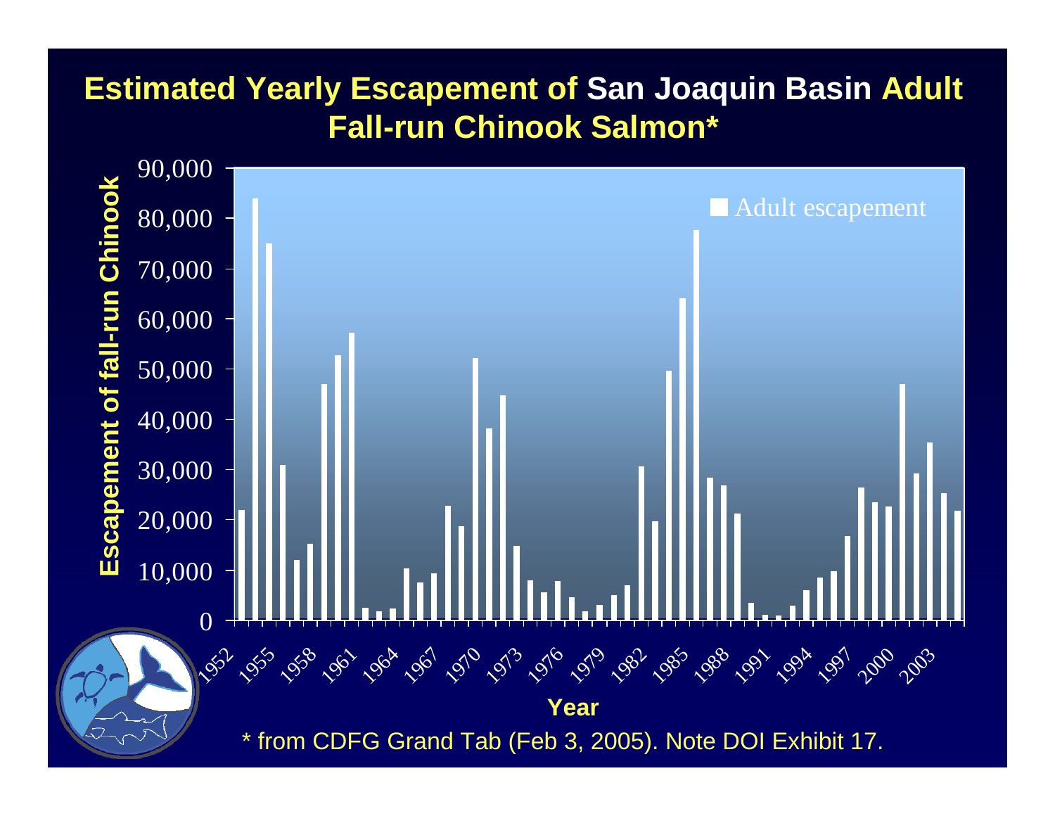# Estimated Yearly Escapement of San Joaquin Basin Adult Fall-run Chinook Salmon*

Escapement of fall-run Chinook

90,000
80,000
70,000
60,000
50,000
40,000
30,000
20,000
10,000
0

Adult escapement

1952 1955 1958 1961 1964 1967 1970 1973 1976 1979 1982 1985 1988 1991 1994 1997 2000 2003

Year

* from CDFG Grand Tab (Feb 3, 2005). Note DOI Exhibit 17.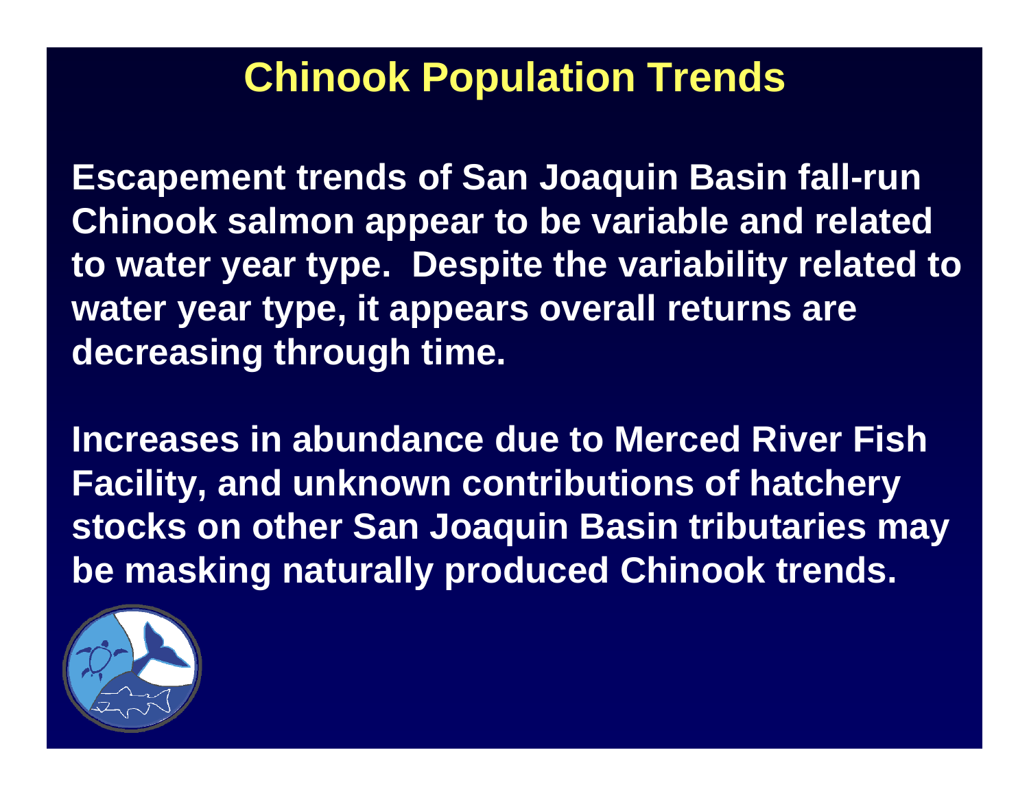# Chinook Population Trends

**Escapement trends of San Joaquin Basin fall-run Chinook salmon appear to be variable and related to water year type. Despite the variability related to water year type, it appears overall returns are decreasing through time.**

**Increases in abundance due to Merced River Fish Facility, and unknown contributions of hatchery stocks on other San Joaquin Basin tributaries may be masking naturally produced Chinook trends.**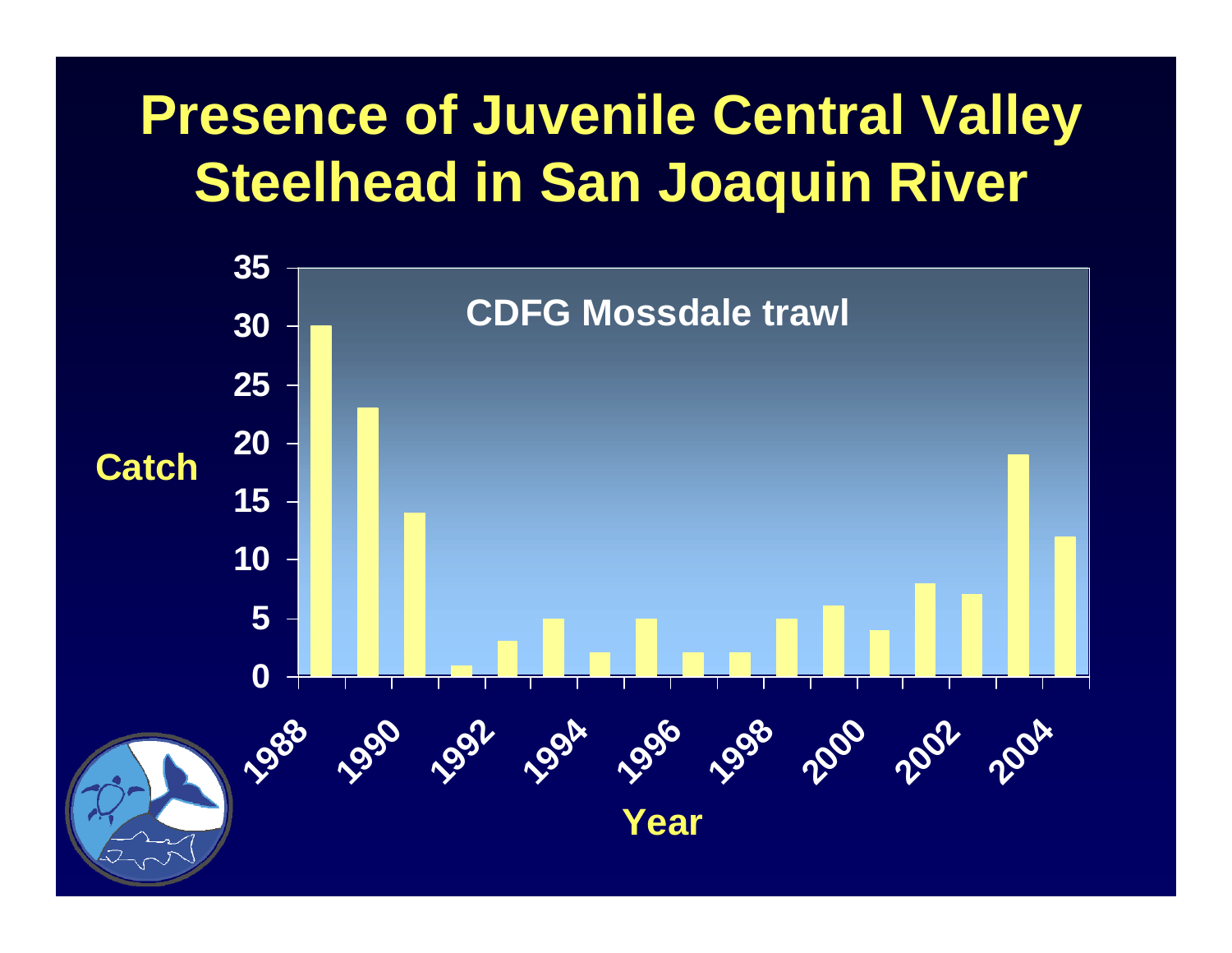# Presence of Juvenile Central Valley Steelhead in San Joaquin River

CDFG Mossdale trawl

| Year | Catch |
|---|---|
| 1988 | 30 |
| 1989 | 23 |
| 1990 | 14 |
| 1991 | 1 |
| 1992 | 3 |
| 1993 | 5 |
| 1994 | 2 |
| 1995 | 5 |
| 1996 | 2 |
| 1997 | 2 |
| 1998 | 5 |
| 1999 | 6 |
| 2000 | 4 |
| 2001 | 8 |
| 2002 | 7 |
| 2003 | 19 |
| 2004 | 12 |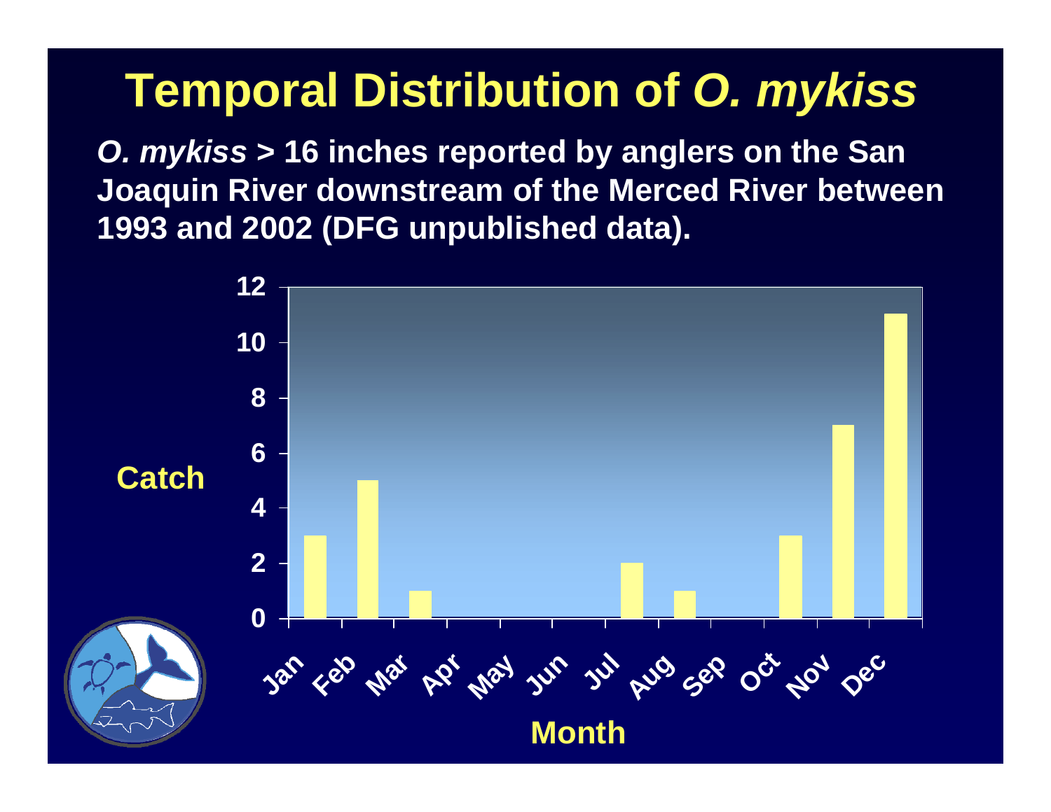# Temporal Distribution of *O. mykiss*

***O. mykiss*** **> 16 inches reported by anglers on the San Joaquin River downstream of the Merced River between 1993 and 2002 (DFG unpublished data).**

| Month | Catch |
|---|---|
| Jan | 3 |
| Feb | 5 |
| Mar | 1 |
| Apr | 0 |
| May | 0 |
| Jun | 0 |
| Jul | 2 |
| Aug | 1 |
| Sep | 0 |
| Oct | 3 |
| Nov | 7 |
| Dec | 11 |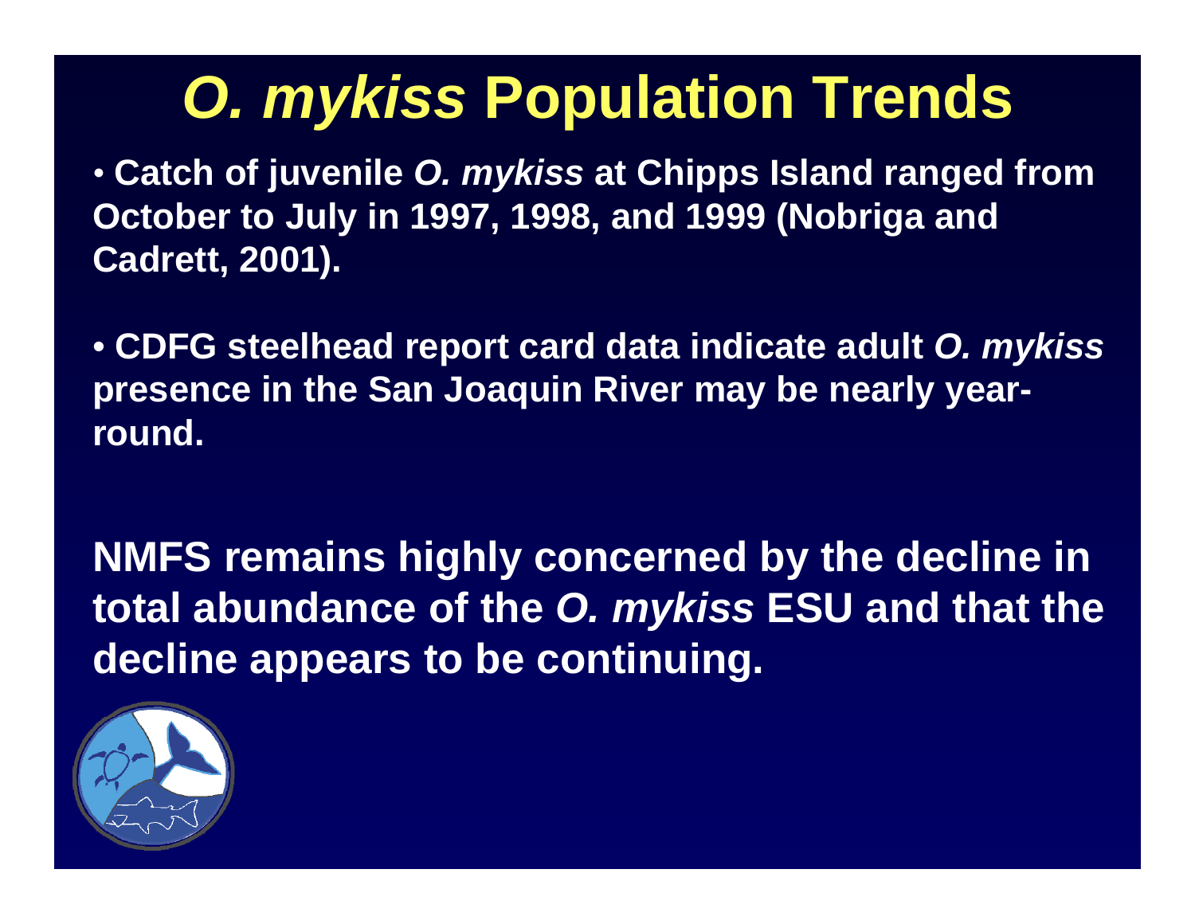# *O. mykiss* Population Trends

- Catch of juvenile *O. mykiss* at Chipps Island ranged from October to July in 1997, 1998, and 1999 (Nobriga and Cadrett, 2001).

- CDFG steelhead report card data indicate adult *O. mykiss* presence in the San Joaquin River may be nearly year-round.

**NMFS remains highly concerned by the decline in total abundance of the *O. mykiss* ESU and that the decline appears to be continuing.**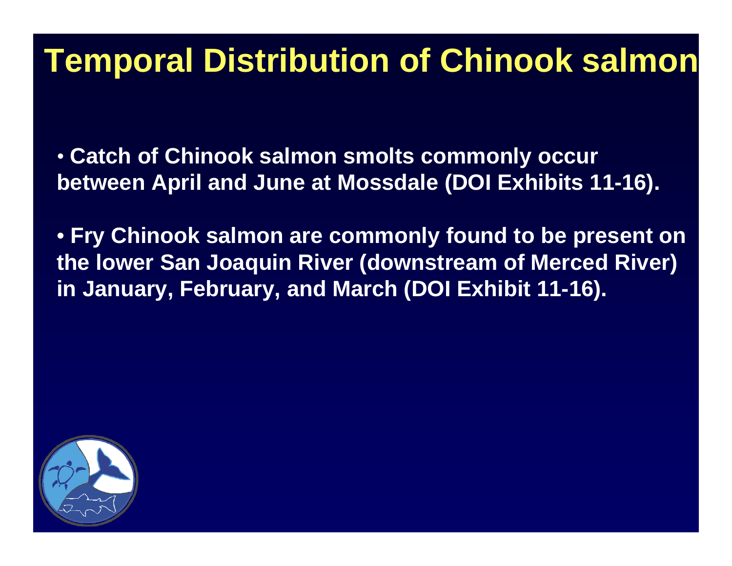# Temporal Distribution of Chinook salmon

- Catch of Chinook salmon smolts commonly occur between April and June at Mossdale (DOI Exhibits 11-16).

- Fry Chinook salmon are commonly found to be present on the lower San Joaquin River (downstream of Merced River) in January, February, and March (DOI Exhibit 11-16).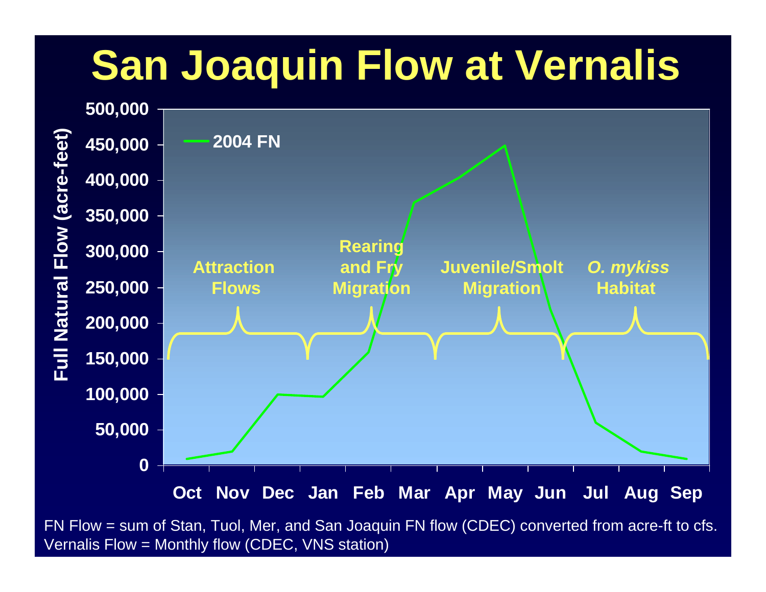# San Joaquin Flow at Vernalis

**Full Natural Flow (acre-feet)**

— 2004 FN

| Period | Months |
|---|---|
| Attraction Flows | Oct – Dec |
| Rearing and Fry Migration | Jan – Mar |
| Juvenile/Smolt Migration | Apr – Jun |
| *O. mykiss* Habitat | Jul – Sep |

Oct Nov Dec Jan Feb Mar Apr May Jun Jul Aug Sep

FN Flow = sum of Stan, Tuol, Mer, and San Joaquin FN flow (CDEC) converted from acre-ft to cfs.
Vernalis Flow = Monthly flow (CDEC, VNS station)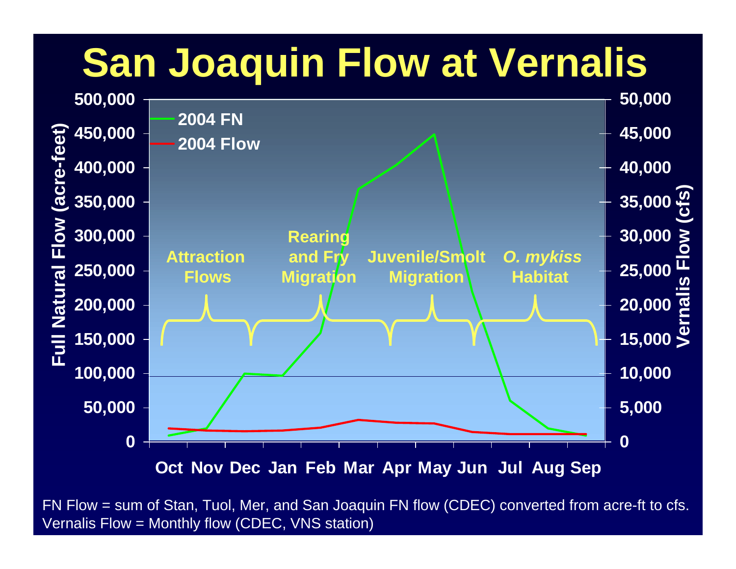# San Joaquin Flow at Vernalis

FN Flow = sum of Stan, Tuol, Mer, and San Joaquin FN flow (CDEC) converted from acre-ft to cfs.
Vernalis Flow = Monthly flow (CDEC, VNS station)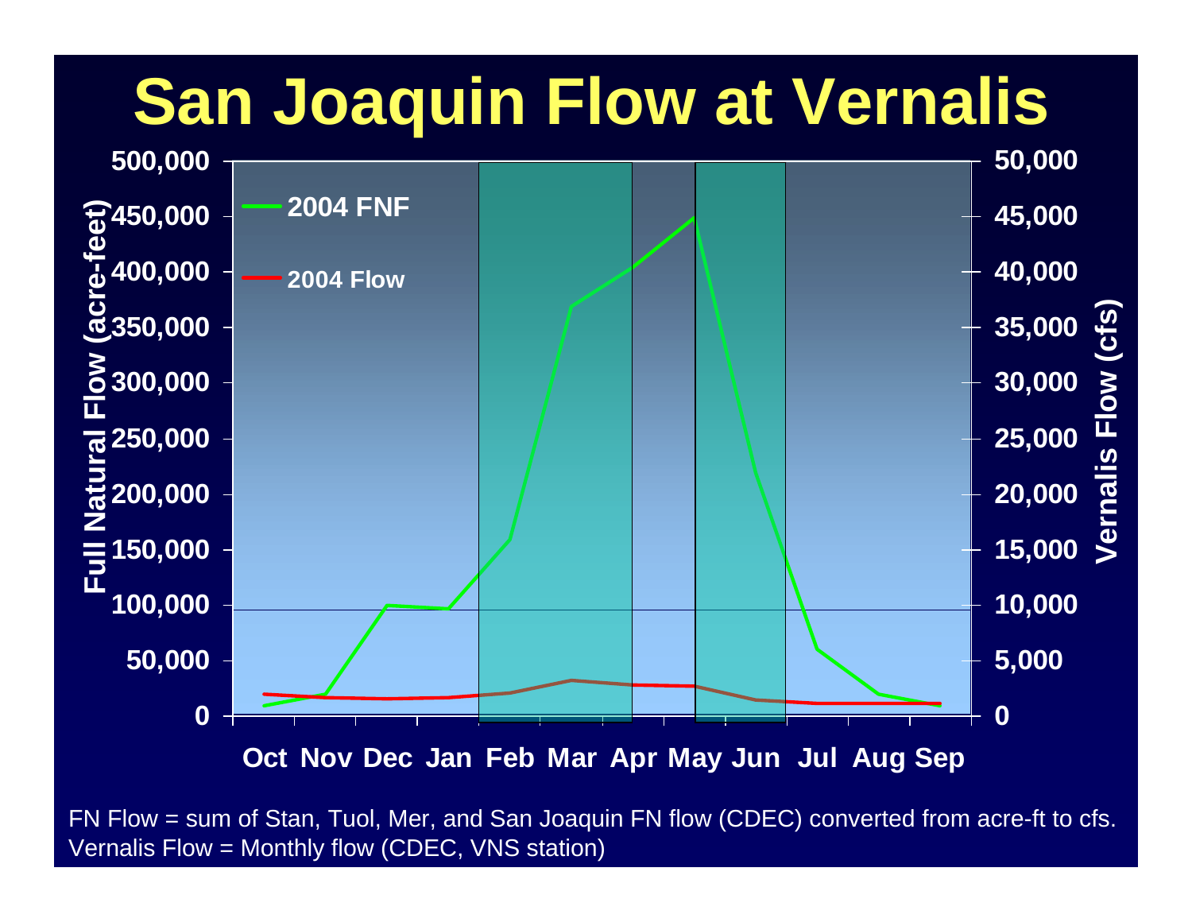# San Joaquin Flow at Vernalis

FN Flow = sum of Stan, Tuol, Mer, and San Joaquin FN flow (CDEC) converted from acre-ft to cfs.
Vernalis Flow = Monthly flow (CDEC, VNS station)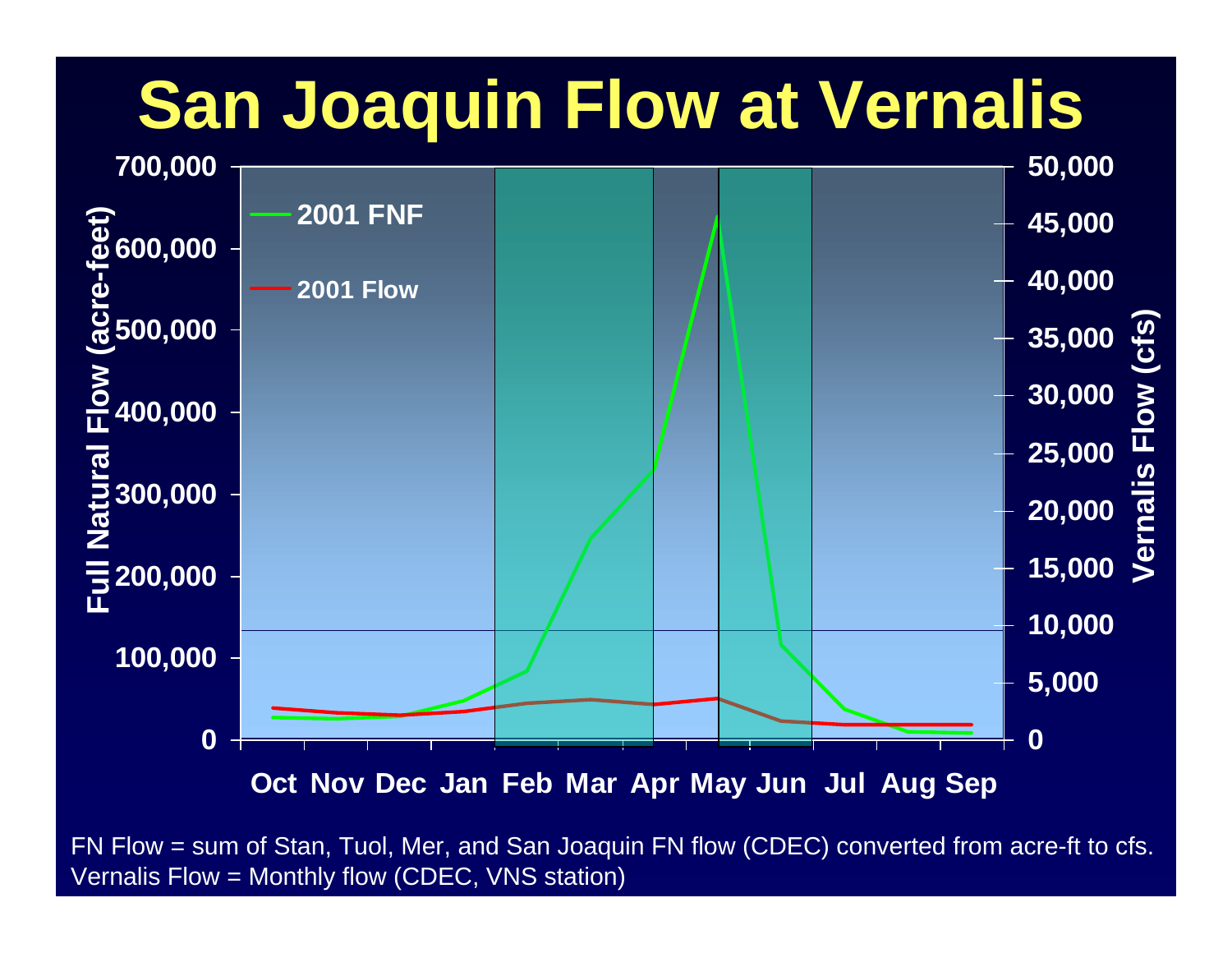# San Joaquin Flow at Vernalis

FN Flow = sum of Stan, Tuol, Mer, and San Joaquin FN flow (CDEC) converted from acre-ft to cfs.
Vernalis Flow = Monthly flow (CDEC, VNS station)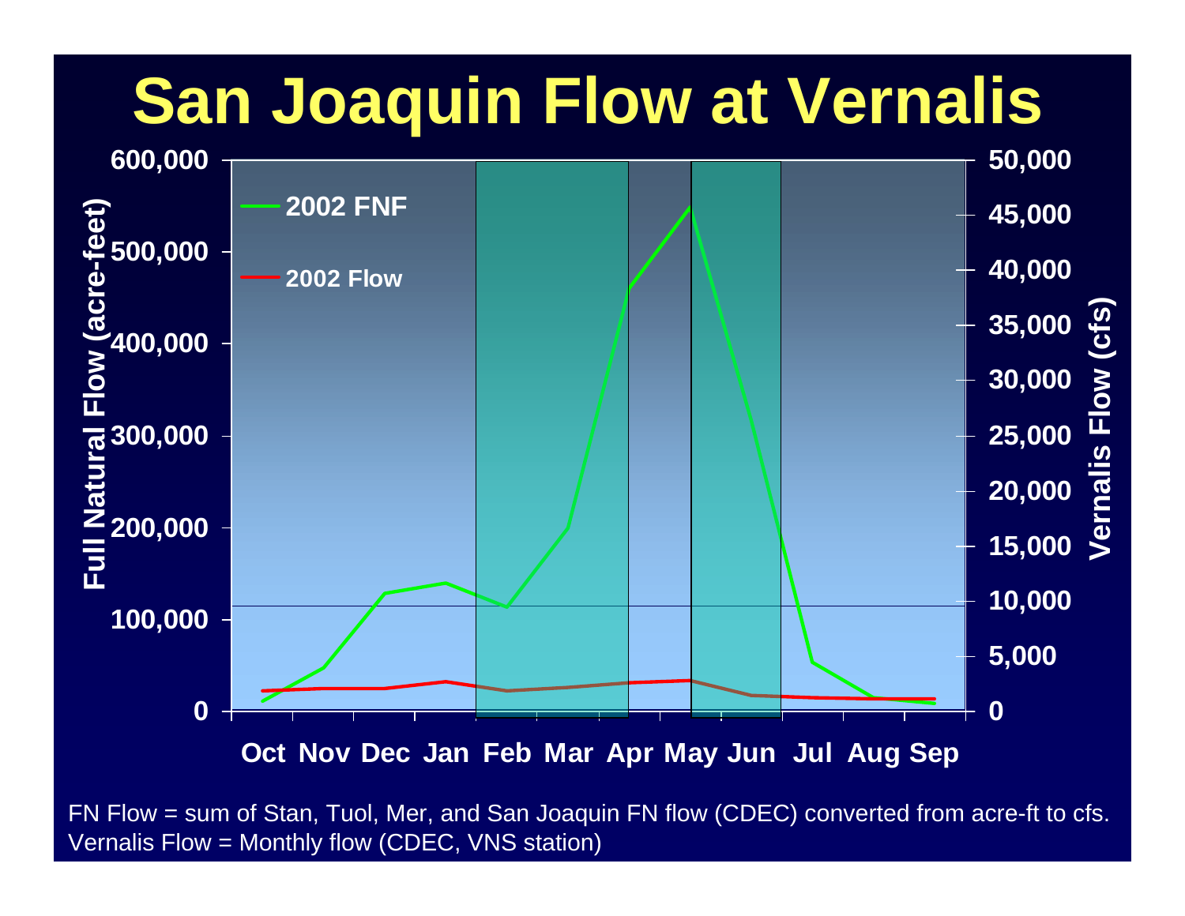# San Joaquin Flow at Vernalis

Full Natural Flow (acre-feet)

600,000
500,000
400,000
300,000
200,000
100,000
0

Vernalis Flow (cfs)

50,000
45,000
40,000
35,000
30,000
25,000
20,000
15,000
10,000
5,000
0

2002 FNF

2002 Flow

Oct Nov Dec Jan Feb Mar Apr May Jun Jul Aug Sep

FN Flow = sum of Stan, Tuol, Mer, and San Joaquin FN flow (CDEC) converted from acre-ft to cfs.
Vernalis Flow = Monthly flow (CDEC, VNS station)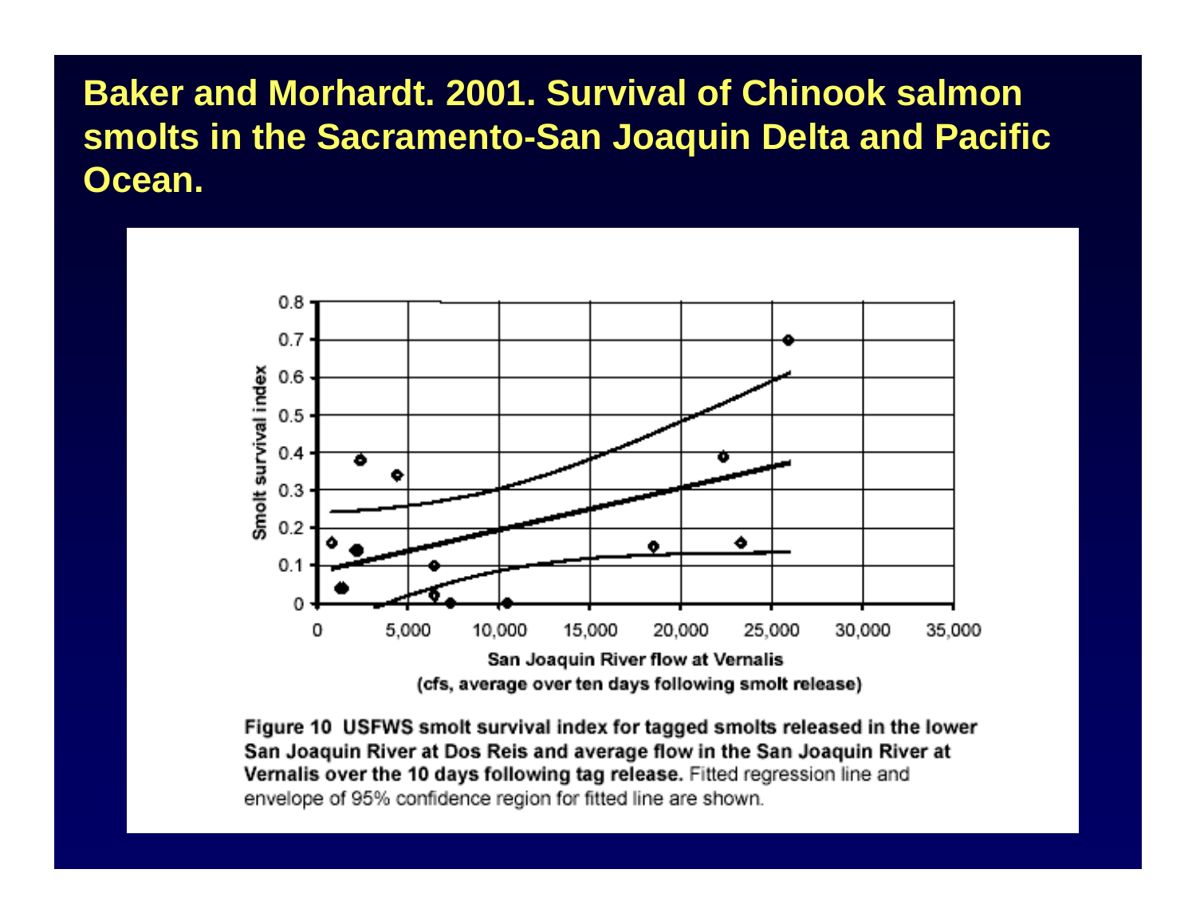# Baker and Morhardt. 2001. Survival of Chinook salmon smolts in the Sacramento-San Joaquin Delta and Pacific Ocean.

**Figure 10 USFWS smolt survival index for tagged smolts released in the lower San Joaquin River at Dos Reis and average flow in the San Joaquin River at Vernalis over the 10 days following tag release.** Fitted regression line and envelope of 95% confidence region for fitted line are shown.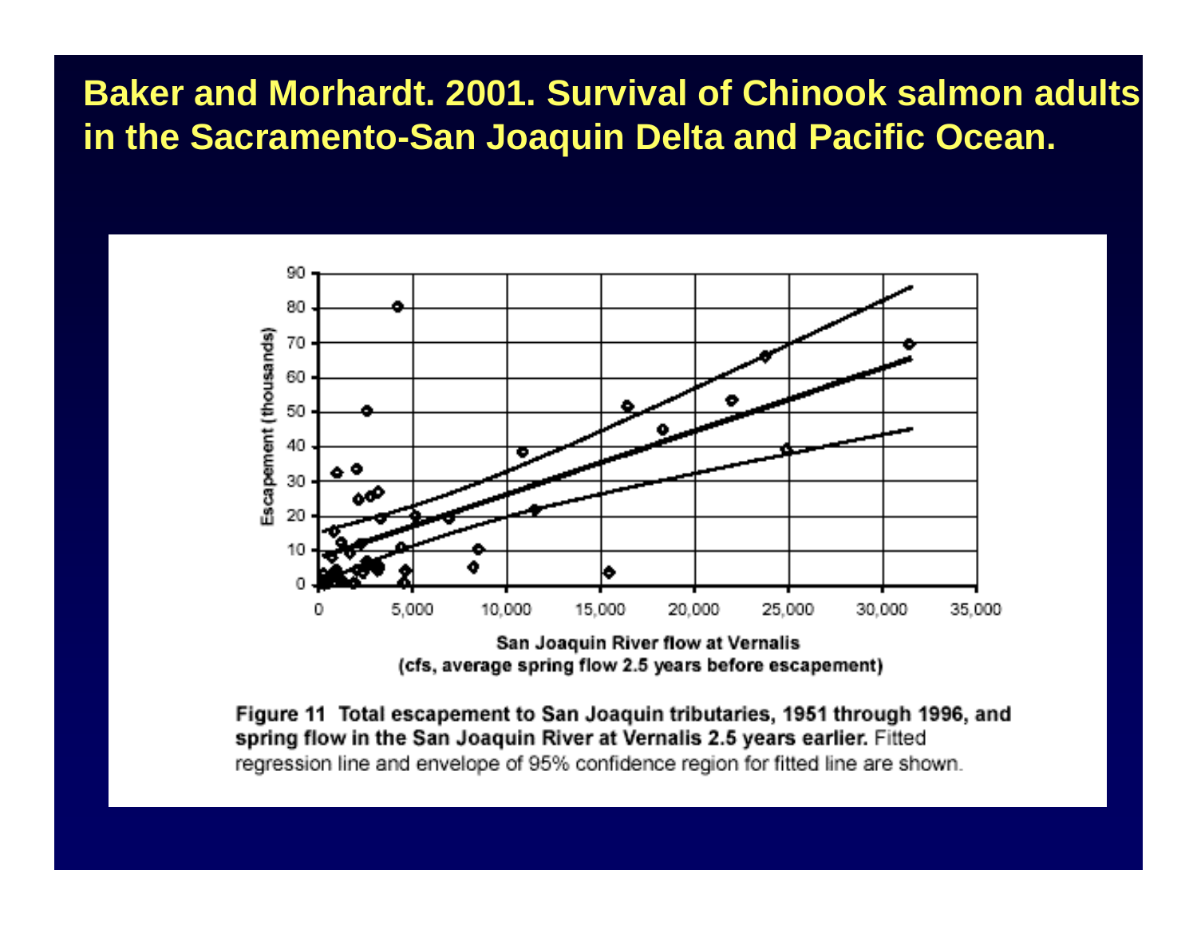# Baker and Morhardt. 2001. Survival of Chinook salmon adults in the Sacramento-San Joaquin Delta and Pacific Ocean.

**Figure 11 Total escapement to San Joaquin tributaries, 1951 through 1996, and spring flow in the San Joaquin River at Vernalis 2.5 years earlier.** Fitted regression line and envelope of 95% confidence region for fitted line are shown.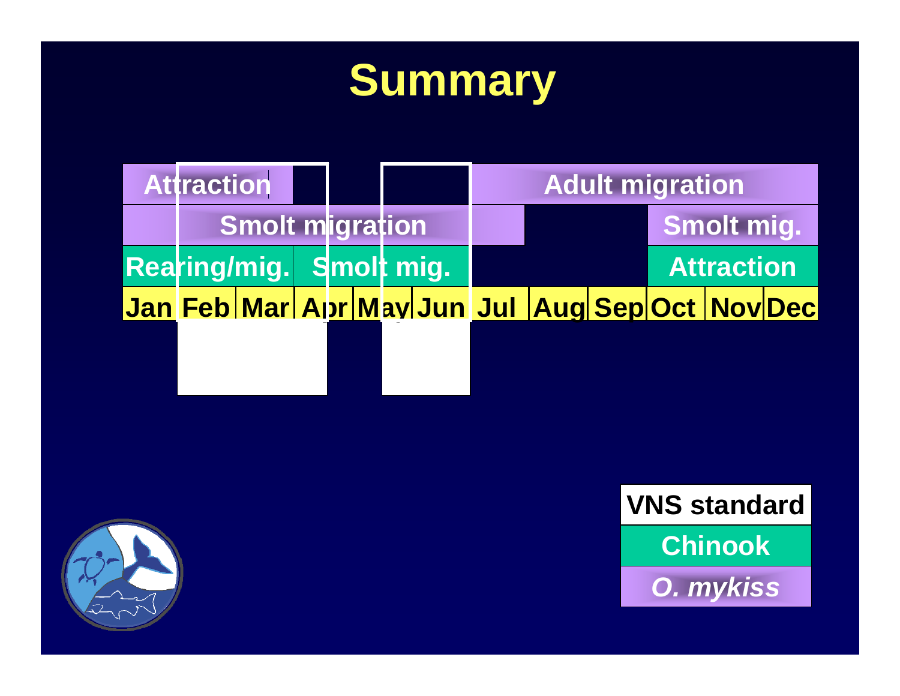# Summary

| Jan | Feb | Mar | Apr | May | Jun | Jul | Aug | Sep | Oct | Nov | Dec |
|---|---|---|---|---|---|---|---|---|---|---|---|
| Attraction | | | | | | Adult migration | | | | | |
| Smolt migration | | | | | | | | | Smolt mig. | | |
| Rearing/mig. | | | Smolt mig. | | | | | | Attraction | | |

| Legend |
|---|
| VNS standard |
| Chinook |
| *O. mykiss* |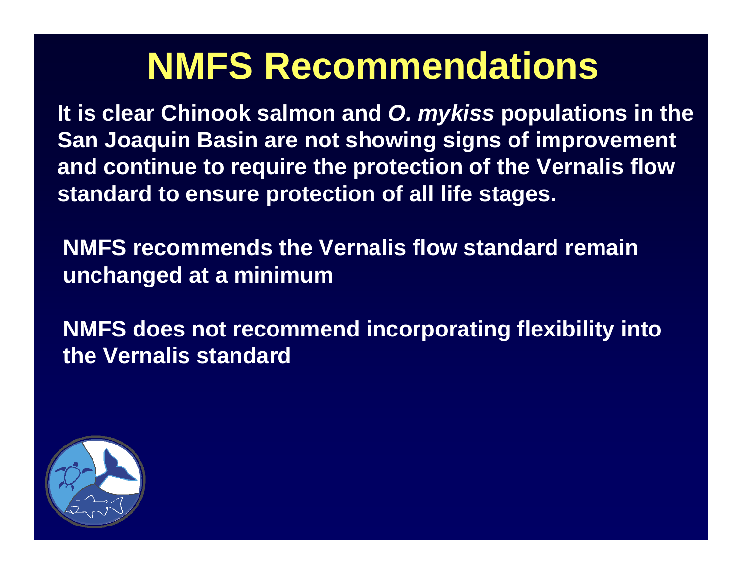# NMFS Recommendations

**It is clear Chinook salmon and *O. mykiss* populations in the San Joaquin Basin are not showing signs of improvement and continue to require the protection of the Vernalis flow standard to ensure protection of all life stages.**

**NMFS recommends the Vernalis flow standard remain unchanged at a minimum**

**NMFS does not recommend incorporating flexibility into the Vernalis standard**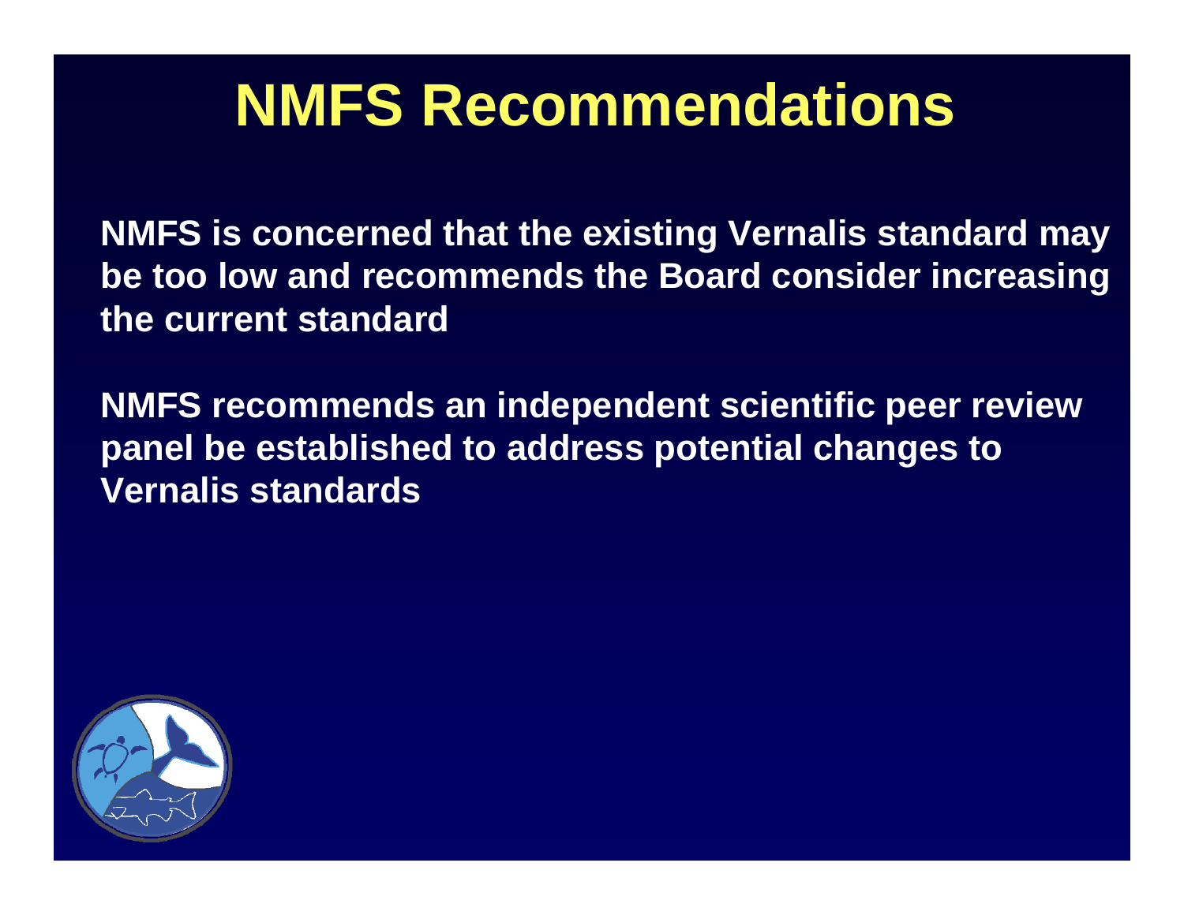# NMFS Recommendations

**NMFS is concerned that the existing Vernalis standard may be too low and recommends the Board consider increasing the current standard**

**NMFS recommends an independent scientific peer review panel be established to address potential changes to Vernalis standards**